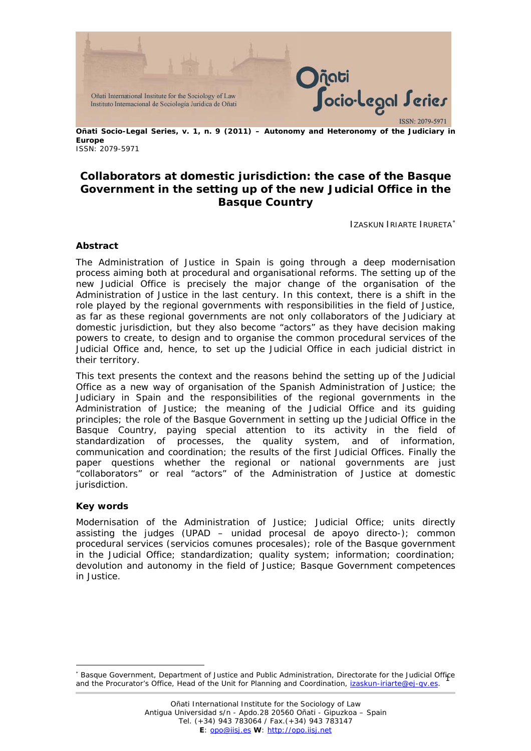**Oñati Socio-Legal Series, v. 1, n. 9 (2011) – Autonomy and Heteronomy of the Judiciary in Europe**
ISSN: 2079-5971

# Collaborators at domestic jurisdiction: the case of the Basque Government in the setting up of the new Judicial Office in the Basque Country

IZASKUN IRIARTE IRURETA[*]

## Abstract

The Administration of Justice in Spain is going through a deep modernisation process aiming both at procedural and organisational reforms. The setting up of the new Judicial Office is precisely the major change of the organisation of the Administration of Justice in the last century. In this context, there is a shift in the role played by the regional governments with responsibilities in the field of Justice, as far as these regional governments are not only collaborators of the Judiciary at domestic jurisdiction, but they also become "actors" as they have decision making powers to create, to design and to organise the common procedural services of the Judicial Office and, hence, to set up the Judicial Office in each judicial district in their territory.

This text presents the context and the reasons behind the setting up of the Judicial Office as a new way of organisation of the Spanish Administration of Justice; the Judiciary in Spain and the responsibilities of the regional governments in the Administration of Justice; the meaning of the Judicial Office and its guiding principles; the role of the Basque Government in setting up the Judicial Office in the Basque Country, paying special attention to its activity in the field of standardization of processes, the quality system, and of information, communication and coordination; the results of the first Judicial Offices. Finally the paper questions whether the regional or national governments are just "collaborators" or real "actors" of the Administration of Justice at domestic jurisdiction.

## Key words

Modernisation of the Administration of Justice; Judicial Office; units directly assisting the judges (UPAD – unidad procesal de apoyo directo-); common procedural services (servicios comunes procesales); role of the Basque government in the Judicial Office; standardization; quality system; information; coordination; devolution and autonomy in the field of Justice; Basque Government competences in Justice.

---

[*] Basque Government, Department of Justice and Public Administration, Directorate for the Judicial Office and the Procurator's Office, Head of the Unit for Planning and Coordination, izaskun-iriarte@ej-gv.es.

Oñati International Institute for the Sociology of Law
Antigua Universidad s/n - Apdo.28 20560 Oñati - Gipuzkoa – Spain
Tel. (+34) 943 783064 / Fax.(+34) 943 783147
**E**: opo@iisj.es **W**: http://opo.iisj.net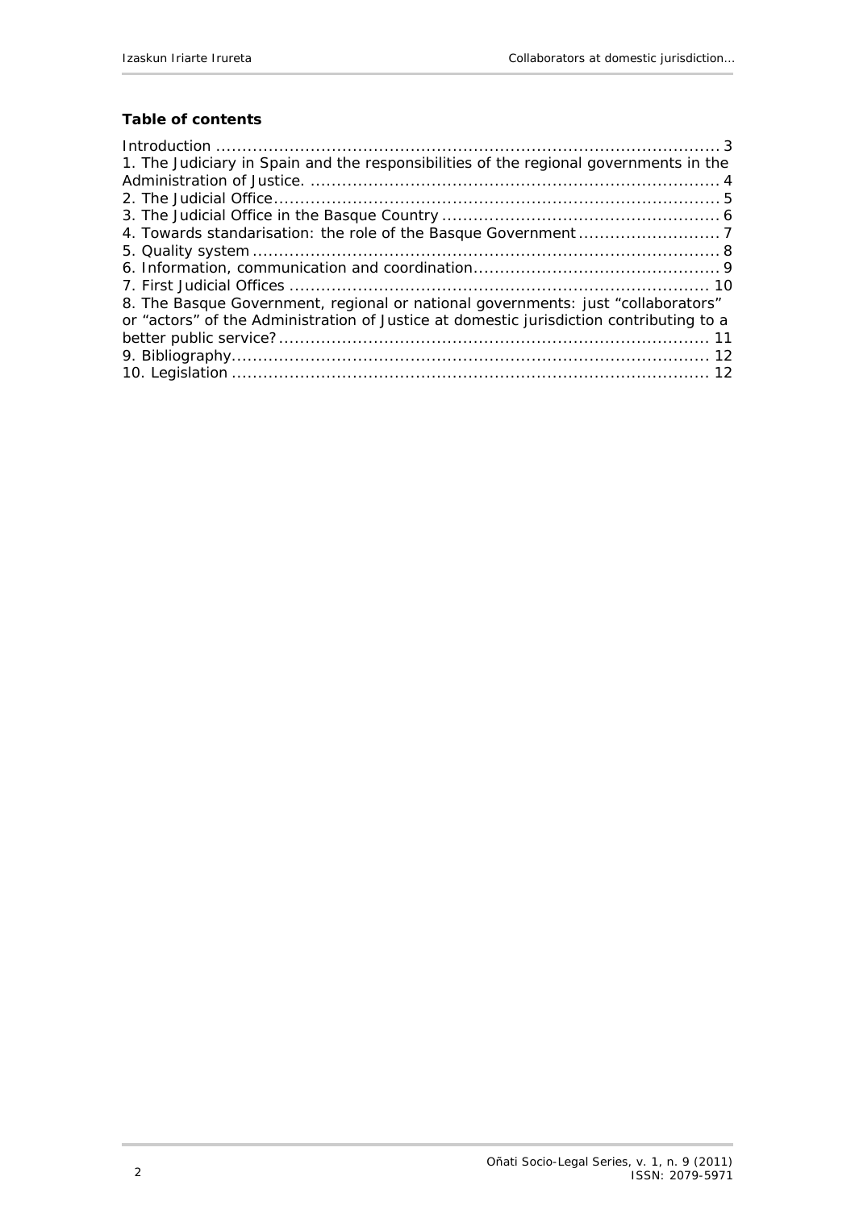**Table of contents**

Introduction ........................................................................................ 3
1. The Judiciary in Spain and the responsibilities of the regional governments in the Administration of Justice. ........................................................................ 4
2. The Judicial Office.............................................................................. 5
3. The Judicial Office in the Basque Country .............................................. 6
4. Towards standarisation: the role of the Basque Government ......................... 7
5. Quality system ................................................................................... 8
6. Information, communication and coordination.......................................... 9
7. First Judicial Offices .......................................................................... 10
8. The Basque Government, regional or national governments: just "collaborators" or "actors" of the Administration of Justice at domestic jurisdiction contributing to a better public service?........................................................................... 11
9. Bibliography...................................................................................... 12
10. Legislation ...................................................................................... 12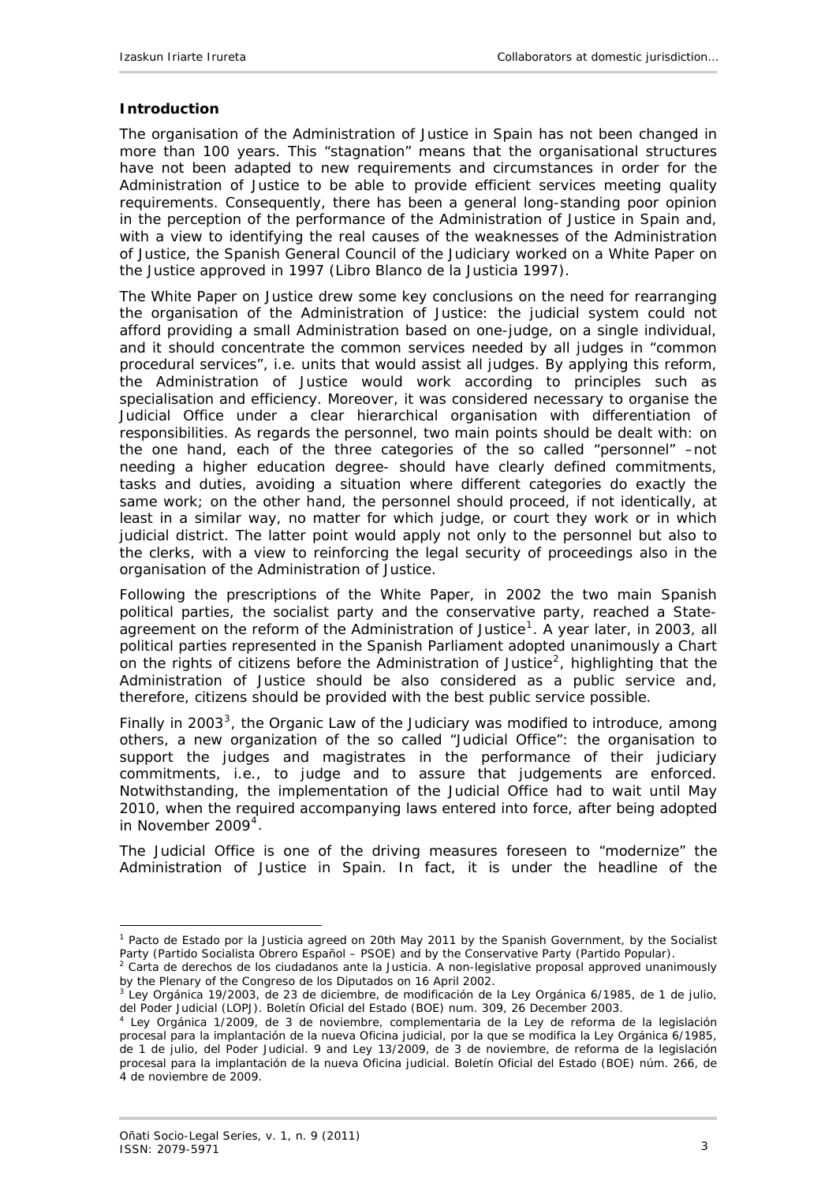## Introduction

The organisation of the Administration of Justice in Spain has not been changed in more than 100 years. This "stagnation" means that the organisational structures have not been adapted to new requirements and circumstances in order for the Administration of Justice to be able to provide efficient services meeting quality requirements. Consequently, there has been a general long-standing poor opinion in the perception of the performance of the Administration of Justice in Spain and, with a view to identifying the real causes of the weaknesses of the Administration of Justice, the Spanish General Council of the Judiciary worked on a White Paper on the Justice approved in 1997 (*Libro Blanco de la Justicia 1997*).

The White Paper on Justice drew some key conclusions on the need for rearranging the organisation of the Administration of Justice: the judicial system could not afford providing a small Administration based on one-judge, on a single individual, and it should concentrate the common services needed by all judges in "common procedural services", i.e. units that would assist all judges. By applying this reform, the Administration of Justice would work according to principles such as specialisation and efficiency. Moreover, it was considered necessary to organise the Judicial Office under a clear hierarchical organisation with differentiation of responsibilities. As regards the personnel, two main points should be dealt with: on the one hand, each of the three categories of the so called "personnel" –not needing a higher education degree- should have clearly defined commitments, tasks and duties, avoiding a situation where different categories do exactly the same work; on the other hand, the personnel should proceed, if not identically, at least in a similar way, no matter for which judge, or court they work or in which judicial district. The latter point would apply not only to the personnel but also to the clerks, with a view to reinforcing the legal security of proceedings also in the organisation of the Administration of Justice.

Following the prescriptions of the White Paper, in 2002 the two main Spanish political parties, the socialist party and the conservative party, reached a State-agreement on the reform of the Administration of Justice[1]. A year later, in 2003, all political parties represented in the Spanish Parliament adopted unanimously a Chart on the rights of citizens before the Administration of Justice[2], highlighting that the Administration of Justice should be also considered as a public service and, therefore, citizens should be provided with the best public service possible.

Finally in 2003[3], the Organic Law of the Judiciary was modified to introduce, among others, a new organization of the so called "Judicial Office": the organisation to support the judges and magistrates in the performance of their judiciary commitments, i.e., to judge and to assure that judgements are enforced. Notwithstanding, the implementation of the Judicial Office had to wait until May 2010, when the required accompanying laws entered into force, after being adopted in November 2009[4].

The Judicial Office is one of the driving measures foreseen to "modernize" the Administration of Justice in Spain. In fact, it is under the headline of the

---

[1] Pacto de Estado por la Justicia agreed on 20th May 2011 by the Spanish Government, by the Socialist Party (Partido Socialista Obrero Español – PSOE) and by the Conservative Party (Partido Popular).

[2] Carta de derechos de los ciudadanos ante la Justicia. A non-legislative proposal approved unanimously by the Plenary of the Congreso de los Diputados on 16 April 2002.

[3] Ley Orgánica 19/2003, de 23 de diciembre, de modificación de la Ley Orgánica 6/1985, de 1 de julio, del Poder Judicial (LOPJ). Boletín Oficial del Estado (BOE) num. 309, 26 December 2003.

[4] Ley Orgánica 1/2009, de 3 de noviembre, complementaria de la Ley de reforma de la legislación procesal para la implantación de la nueva Oficina judicial, por la que se modifica la Ley Orgánica 6/1985, de 1 de julio, del Poder Judicial. 9 and Ley 13/2009, de 3 de noviembre, de reforma de la legislación procesal para la implantación de la nueva Oficina judicial. Boletín Oficial del Estado (BOE) núm. 266, de 4 de noviembre de 2009.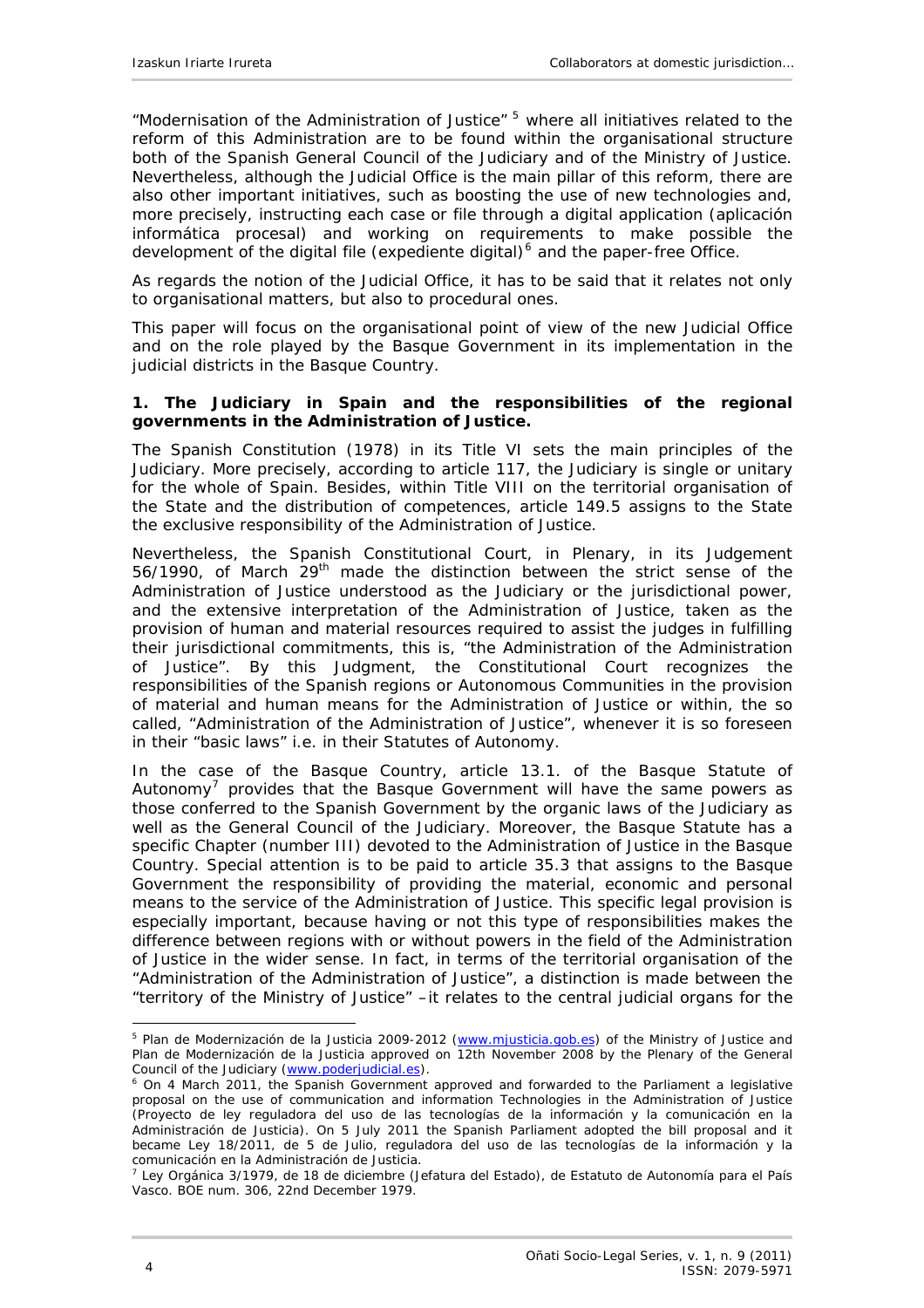"Modernisation of the Administration of Justice" [5] where all initiatives related to the reform of this Administration are to be found within the organisational structure both of the Spanish General Council of the Judiciary and of the Ministry of Justice. Nevertheless, although the Judicial Office is the main pillar of this reform, there are also other important initiatives, such as boosting the use of new technologies and, more precisely, instructing each case or file through a digital application (*aplicación informática procesal*) and working on requirements to make possible the development of the digital file (*expediente digital*)[6] and the paper-free Office.

As regards the notion of the Judicial Office, it has to be said that it relates not only to organisational matters, but also to procedural ones.

This paper will focus on the organisational point of view of the new Judicial Office and on the role played by the Basque Government in its implementation in the judicial districts in the Basque Country.

## 1. The Judiciary in Spain and the responsibilities of the regional governments in the Administration of Justice.

The Spanish Constitution (1978) in its Title VI sets the main principles of the Judiciary. More precisely, according to article 117, the Judiciary is single or unitary for the whole of Spain. Besides, within Title VIII on the territorial organisation of the State and the distribution of competences, article 149.5 assigns to the State the exclusive responsibility of the Administration of Justice.

Nevertheless, the Spanish Constitutional Court, in Plenary, in its Judgement 56/1990, of March 29th made the distinction between the strict sense of the Administration of Justice understood as the Judiciary or the jurisdictional power, and the extensive interpretation of the Administration of Justice, taken as the provision of human and material resources required to assist the judges in fulfilling their jurisdictional commitments, this is, "the Administration of the Administration of Justice". By this Judgment, the Constitutional Court recognizes the responsibilities of the Spanish regions or Autonomous Communities in the provision of material and human means for the Administration of Justice or within, the so called, "Administration of the Administration of Justice", whenever it is so foreseen in their "basic laws" i.e. in their Statutes of Autonomy.

In the case of the Basque Country, article 13.1. of the Basque Statute of Autonomy[7] provides that the Basque Government will have the same powers as those conferred to the Spanish Government by the organic laws of the Judiciary as well as the General Council of the Judiciary. Moreover, the Basque Statute has a specific Chapter (number III) devoted to the Administration of Justice in the Basque Country. Special attention is to be paid to article 35.3 that assigns to the Basque Government the responsibility of providing the material, economic and personal means to the service of the Administration of Justice. This specific legal provision is especially important, because having or not this type of responsibilities makes the difference between regions with or without powers in the field of the Administration of Justice in the wider sense. In fact, in terms of the territorial organisation of the "Administration of the Administration of Justice", a distinction is made between the "territory of the Ministry of Justice" –it relates to the central judicial organs for the

---

[5] Plan de Modernización de la Justicia 2009-2012 (www.mjusticia.gob.es) of the Ministry of Justice and Plan de Modernización de la Justicia approved on 12th November 2008 by the Plenary of the General Council of the Judiciary (www.poderjudicial.es).

[6] On 4 March 2011, the Spanish Government approved and forwarded to the Parliament a legislative proposal on the use of communication and information Technologies in the Administration of Justice (Proyecto de ley reguladora del uso de las tecnologías de la información y la comunicación en la Administración de Justicia). On 5 July 2011 the Spanish Parliament adopted the bill proposal and it became Ley 18/2011, de 5 de Julio, reguladora del uso de las tecnologías de la información y la comunicación en la Administración de Justicia.

[7] Ley Orgánica 3/1979, de 18 de diciembre (Jefatura del Estado), de Estatuto de Autonomía para el País Vasco. BOE num. 306, 22nd December 1979.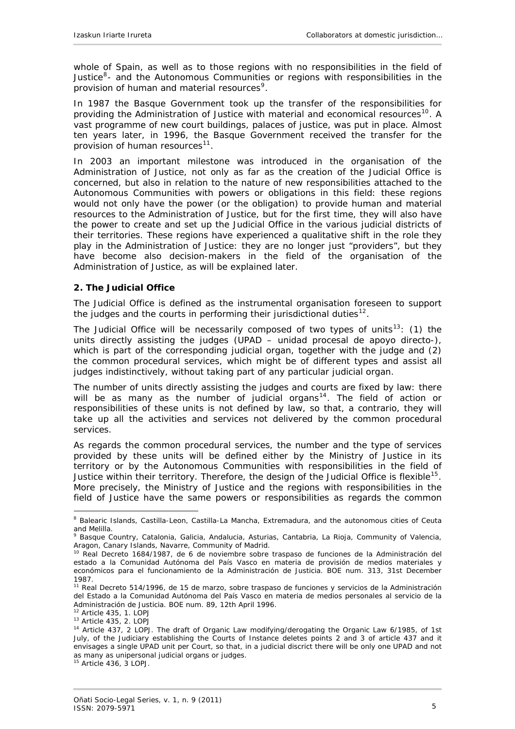whole of Spain, as well as to those regions with no responsibilities in the field of Justice[8]- and the Autonomous Communities or regions with responsibilities in the provision of human and material resources[9].

In 1987 the Basque Government took up the transfer of the responsibilities for providing the Administration of Justice with material and economical resources[10]. A vast programme of new court buildings, palaces of justice, was put in place. Almost ten years later, in 1996, the Basque Government received the transfer for the provision of human resources[11].

In 2003 an important milestone was introduced in the organisation of the Administration of Justice, not only as far as the creation of the Judicial Office is concerned, but also in relation to the nature of new responsibilities attached to the Autonomous Communities with powers or obligations in this field: these regions would not only have the power (or the obligation) to provide human and material resources to the Administration of Justice, but for the first time, they will also have the power to create and set up the Judicial Office in the various judicial districts of their territories. These regions have experienced a qualitative shift in the role they play in the Administration of Justice: they are no longer just "providers", but they have become also decision-makers in the field of the organisation of the Administration of Justice, as will be explained later.

## 2. The Judicial Office

The Judicial Office is defined as the instrumental organisation foreseen to support the judges and the courts in performing their jurisdictional duties[12].

The Judicial Office will be necessarily composed of two types of units[13]: (1) the units directly assisting the judges (UPAD – *unidad procesal de apoyo directo*-), which is part of the corresponding judicial organ, together with the judge and (2) the common procedural services, which might be of different types and assist all judges indistinctively, without taking part of any particular judicial organ.

The number of units directly assisting the judges and courts are fixed by law: there will be as many as the number of judicial organs[14]. The field of action or responsibilities of these units is not defined by law, so that, *a contrario*, they will take up all the activities and services not delivered by the common procedural services.

As regards the common procedural services, the number and the type of services provided by these units will be defined either by the Ministry of Justice in its territory or by the Autonomous Communities with responsibilities in the field of Justice within their territory. Therefore, the design of the Judicial Office is flexible[15]. More precisely, the Ministry of Justice and the regions with responsibilities in the field of Justice have the same powers or responsibilities as regards the common

---

[8] Balearic Islands, Castilla-Leon, Castilla-La Mancha, Extremadura, and the autonomous cities of Ceuta and Melilla.

[9] Basque Country, Catalonia, Galicia, Andalucia, Asturias, Cantabria, La Rioja, Community of Valencia, Aragon, Canary Islands, Navarre, Community of Madrid.

[10] *Real Decreto 1684/1987, de 6 de noviembre sobre traspaso de funciones de la Administración del estado a la Comunidad Autónoma del País Vasco en materia de provisión de medios materiales y económicos para el funcionamiento de la Administración de Justicia*. BOE num. 313, 31st December 1987.

[11] *Real Decreto 514/1996, de 15 de marzo, sobre traspaso de funciones y servicios de la Administración del Estado a la Comunidad Autónoma del País Vasco en materia de medios personales al servicio de la Administración de Justicia*. BOE num. 89, 12th April 1996.

[12] Article 435, 1. LOPJ

[13] Article 435, 2. LOPJ

[14] Article 437, 2 LOPJ. The draft of Organic Law modifying/derogating the Organic Law 6/1985, of 1st July, of the Judiciary establishing the Courts of Instance deletes points 2 and 3 of article 437 and it envisages a single UPAD unit per Court, so that, in a judicial discrict there will be only one UPAD and not as many as unipersonal judicial organs or judges.

[15] Article 436, 3 LOPJ.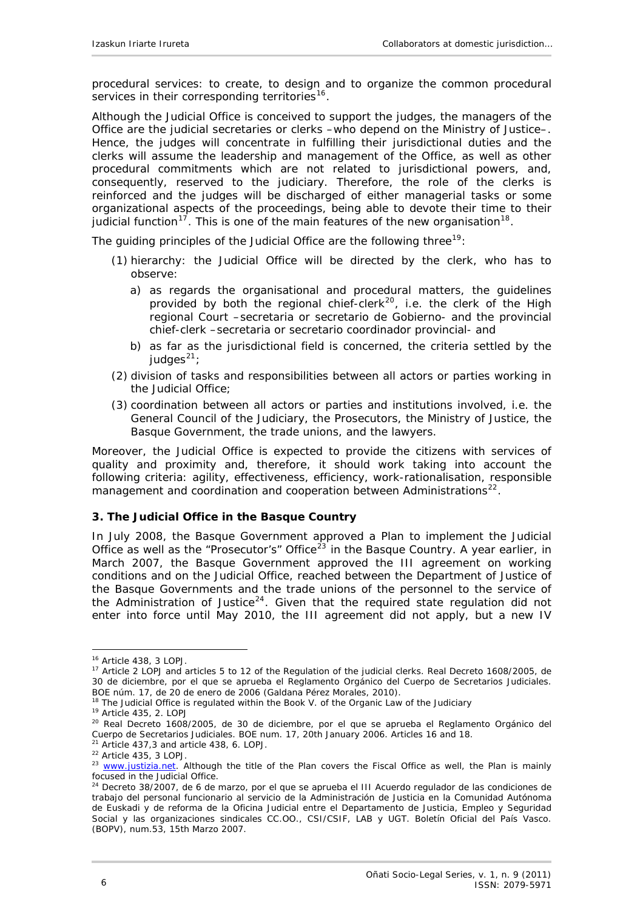procedural services: to create, to design and to organize the common procedural services in their corresponding territories[16].

Although the Judicial Office is conceived to support the judges, the managers of the Office are the judicial secretaries or clerks –who depend on the Ministry of Justice–. Hence, the judges will concentrate in fulfilling their jurisdictional duties and the clerks will assume the leadership and management of the Office, as well as other procedural commitments which are not related to jurisdictional powers, and, consequently, reserved to the judiciary. Therefore, the role of the clerks is reinforced and the judges will be discharged of either managerial tasks or some organizational aspects of the proceedings, being able to devote their time to their judicial function[17]. This is one of the main features of the new organisation[18].

The guiding principles of the Judicial Office are the following three[19]:

(1) hierarchy: the Judicial Office will be directed by the clerk, who has to observe:
   a) as regards the organisational and procedural matters, the guidelines provided by both the regional chief-clerk[20], i.e. the clerk of the High regional Court –*secretaria* or *secretario de Gobierno*- and the provincial chief-clerk –*secretaria* or *secretario coordinador provincial*- and
   b) as far as the jurisdictional field is concerned, the criteria settled by the judges[21];
(2) division of tasks and responsibilities between all actors or parties working in the Judicial Office;
(3) coordination between all actors or parties and institutions involved, i.e. the General Council of the Judiciary, the Prosecutors, the Ministry of Justice, the Basque Government, the trade unions, and the lawyers.

Moreover, the Judicial Office is expected to provide the citizens with services of quality and proximity and, therefore, it should work taking into account the following criteria: agility, effectiveness, efficiency, work-rationalisation, responsible management and coordination and cooperation between Administrations[22].

### 3. The Judicial Office in the Basque Country

In July 2008, the Basque Government approved a Plan to implement the Judicial Office as well as the "Prosecutor's" Office[23] in the Basque Country. A year earlier, in March 2007, the Basque Government approved the III agreement on working conditions and on the Judicial Office, reached between the Department of Justice of the Basque Governments and the trade unions of the personnel to the service of the Administration of Justice[24]. Given that the required state regulation did not enter into force until May 2010, the III agreement did not apply, but a new IV

---

[16] Article 438, 3 LOPJ.

[17] Article 2 LOPJ and articles 5 to 12 of the Regulation of the judicial clerks. Real Decreto 1608/2005, de 30 de diciembre, por el que se aprueba el Reglamento Orgánico del Cuerpo de Secretarios Judiciales. BOE núm. 17, de 20 de enero de 2006 (Galdana Pérez Morales, 2010).

[18] The Judicial Office is regulated within the Book V. of the Organic Law of the Judiciary

[19] Article 435, 2. LOPJ

[20] Real Decreto 1608/2005, de 30 de diciembre, por el que se aprueba el Reglamento Orgánico del Cuerpo de Secretarios Judiciales. BOE num. 17, 20th January 2006. Articles 16 and 18.

[21] Article 437,3 and article 438, 6. LOPJ.

[22] Article 435, 3 LOPJ.

[23] www.justizia.net. Although the title of the Plan covers the Fiscal Office as well, the Plan is mainly focused in the Judicial Office.

[24] Decreto 38/2007, de 6 de marzo, por el que se aprueba el III Acuerdo regulador de las condiciones de trabajo del personal funcionario al servicio de la Administración de Justicia en la Comunidad Autónoma de Euskadi y de reforma de la Oficina Judicial entre el Departamento de Justicia, Empleo y Seguridad Social y las organizaciones sindicales CC.OO., CSI/CSIF, LAB y UGT. Boletín Oficial del País Vasco. (BOPV), num.53, 15th Marzo 2007.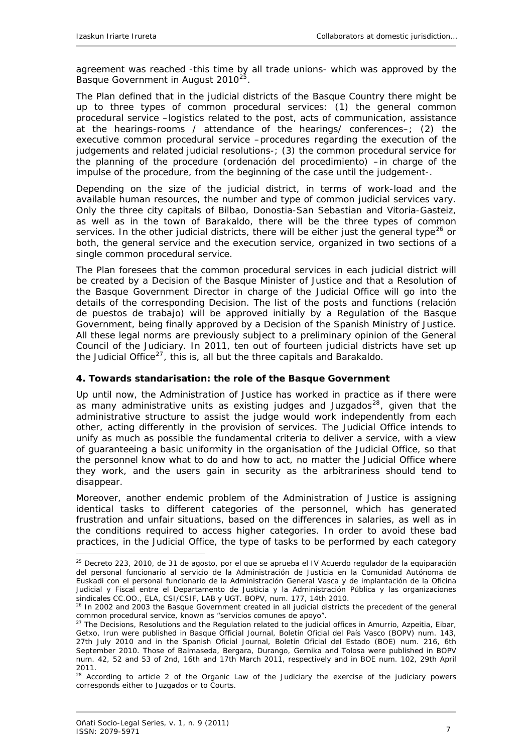agreement was reached -this time by all trade unions- which was approved by the Basque Government in August 2010[25].

The Plan defined that in the judicial districts of the Basque Country there might be up to three types of common procedural services: (1) the general common procedural service –logistics related to the post, acts of communication, assistance at the hearings-rooms / attendance of the hearings/ conferences–; (2) the executive common procedural service –procedures regarding the execution of the judgements and related judicial resolutions-; (3) the common procedural service for the planning of the procedure (*ordenación del procedimiento*) –in charge of the impulse of the procedure, from the beginning of the case until the judgement-.

Depending on the size of the judicial district, in terms of work-load and the available human resources, the number and type of common judicial services vary. Only the three city capitals of Bilbao, Donostia-San Sebastian and Vitoria-Gasteiz, as well as in the town of Barakaldo, there will be the three types of common services. In the other judicial districts, there will be either just the general type[26] or both, the general service and the execution service, organized in two sections of a single common procedural service.

The Plan foresees that the common procedural services in each judicial district will be created by a Decision of the Basque Minister of Justice and that a Resolution of the Basque Government Director in charge of the Judicial Office will go into the details of the corresponding Decision. The list of the posts and functions (*relación de puestos de trabajo*) will be approved initially by a Regulation of the Basque Government, being finally approved by a Decision of the Spanish Ministry of Justice. All these legal norms are previously subject to a preliminary opinion of the General Council of the Judiciary. In 2011, ten out of fourteen judicial districts have set up the Judicial Office[27], this is, all but the three capitals and Barakaldo.

### 4. Towards standarisation: the role of the Basque Government

Up until now, the Administration of Justice has worked in practice as if there were as many administrative units as existing judges and *Juzgados*[28], given that the administrative structure to assist the judge would work independently from each other, acting differently in the provision of services. The Judicial Office intends to unify as much as possible the fundamental criteria to deliver a service, with a view of guaranteeing a basic uniformity in the organisation of the Judicial Office, so that the personnel know what to do and how to act, no matter the Judicial Office where they work, and the users gain in security as the arbitrariness should tend to disappear.

Moreover, another endemic problem of the Administration of Justice is assigning identical tasks to different categories of the personnel, which has generated frustration and unfair situations, based on the differences in salaries, as well as in the conditions required to access higher categories. In order to avoid these bad practices, in the Judicial Office, the type of tasks to be performed by each category

---

[25] Decreto 223, 2010, de 31 de agosto, por el que se aprueba el IV Acuerdo regulador de la equiparación del personal funcionario al servicio de la Administración de Justicia en la Comunidad Autónoma de Euskadi con el personal funcionario de la Administración General Vasca y de implantación de la Oficina Judicial y Fiscal entre el Departamento de Justicia y la Administración Pública y las organizaciones sindicales CC.OO., ELA, CSI/CSIF, LAB y UGT. BOPV, num. 177, 14th 2010.

[26] In 2002 and 2003 the Basque Government created in all judicial districts the precedent of the general common procedural service, known as "servicios comunes de apoyo".

[27] The Decisions, Resolutions and the Regulation related to the judicial offices in Amurrio, Azpeitia, Eibar, Getxo, Irun were published in Basque Official Journal, *Boletín Oficial del País Vasco* (BOPV) num. 143, 27th July 2010 and in the Spanish Oficial Journal, *Boletín Oficial del Estado* (BOE) num. 216, 6th September 2010. Those of Balmaseda, Bergara, Durango, Gernika and Tolosa were published in BOPV num. 42, 52 and 53 of 2nd, 16th and 17th March 2011, respectively and in BOE num. 102, 29th April 2011.

[28] According to article 2 of the Organic Law of the Judiciary the exercise of the judiciary powers corresponds either to *Juzgados* or to Courts.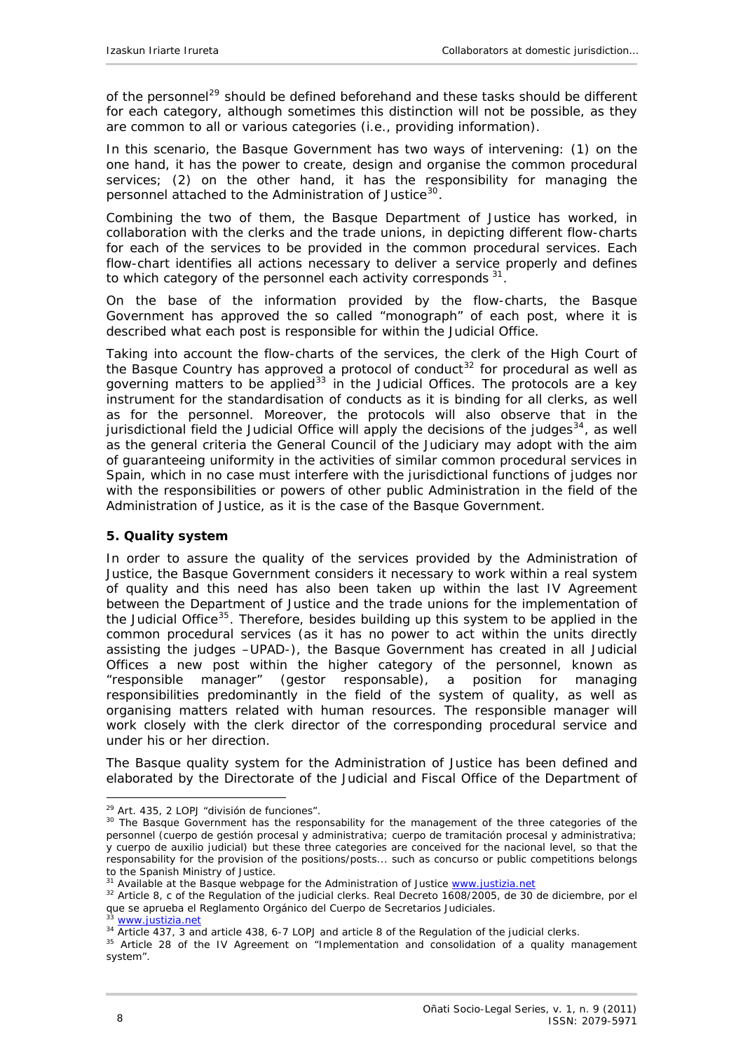of the personnel[29] should be defined beforehand and these tasks should be different for each category, although sometimes this distinction will not be possible, as they are common to all or various categories (i.e., providing information).

In this scenario, the Basque Government has two ways of intervening: (1) on the one hand, it has the power to create, design and organise the common procedural services; (2) on the other hand, it has the responsibility for managing the personnel attached to the Administration of Justice[30].

Combining the two of them, the Basque Department of Justice has worked, in collaboration with the clerks and the trade unions, in depicting different flow-charts for each of the services to be provided in the common procedural services. Each flow-chart identifies all actions necessary to deliver a service properly and defines to which category of the personnel each activity corresponds [31].

On the base of the information provided by the flow-charts, the Basque Government has approved the so called "monograph" of each post, where it is described what each post is responsible for within the Judicial Office.

Taking into account the flow-charts of the services, the clerk of the High Court of the Basque Country has approved a protocol of conduct[32] for procedural as well as governing matters to be applied[33] in the Judicial Offices. The protocols are a key instrument for the standardisation of conducts as it is binding for all clerks, as well as for the personnel. Moreover, the protocols will also observe that in the jurisdictional field the Judicial Office will apply the decisions of the judges[34], as well as the general criteria the General Council of the Judiciary may adopt with the aim of guaranteeing uniformity in the activities of similar common procedural services in Spain, which in no case must interfere with the jurisdictional functions of judges nor with the responsibilities or powers of other public Administration in the field of the Administration of Justice, as it is the case of the Basque Government.

## 5. Quality system

In order to assure the quality of the services provided by the Administration of Justice, the Basque Government considers it necessary to work within a real system of quality and this need has also been taken up within the last IV Agreement between the Department of Justice and the trade unions for the implementation of the Judicial Office[35]. Therefore, besides building up this system to be applied in the common procedural services (as it has no power to act within the units directly assisting the judges –UPAD-), the Basque Government has created in all Judicial Offices a new post within the higher category of the personnel, known as "responsible manager" (*gestor responsable*), a position for managing responsibilities predominantly in the field of the system of quality, as well as organising matters related with human resources. The responsible manager will work closely with the clerk director of the corresponding procedural service and under his or her direction.

The Basque quality system for the Administration of Justice has been defined and elaborated by the Directorate of the Judicial and Fiscal Office of the Department of

---

[29] Art. 435, 2 LOPJ "división de funciones".

[30] The Basque Government has the responsability for the management of the three categories of the personnel (cuerpo de gestión procesal y administrativa; cuerpo de tramitación procesal y administrativa; y cuerpo de auxilio judicial) but these three categories are conceived for the nacional level, so that the responsability for the provision of the positions/posts... such as concurso or public competitions belongs to the Spanish Ministry of Justice.

[31] Available at the Basque webpage for the Administration of Justice www.justizia.net

[32] Article 8, c of the Regulation of the judicial clerks. Real Decreto 1608/2005, de 30 de diciembre, por el que se aprueba el Reglamento Orgánico del Cuerpo de Secretarios Judiciales.

[33] www.justizia.net

[34] Article 437, 3 and article 438, 6-7 LOPJ and article 8 of the Regulation of the judicial clerks.

[35] Article 28 of the IV Agreement on "Implementation and consolidation of a quality management system".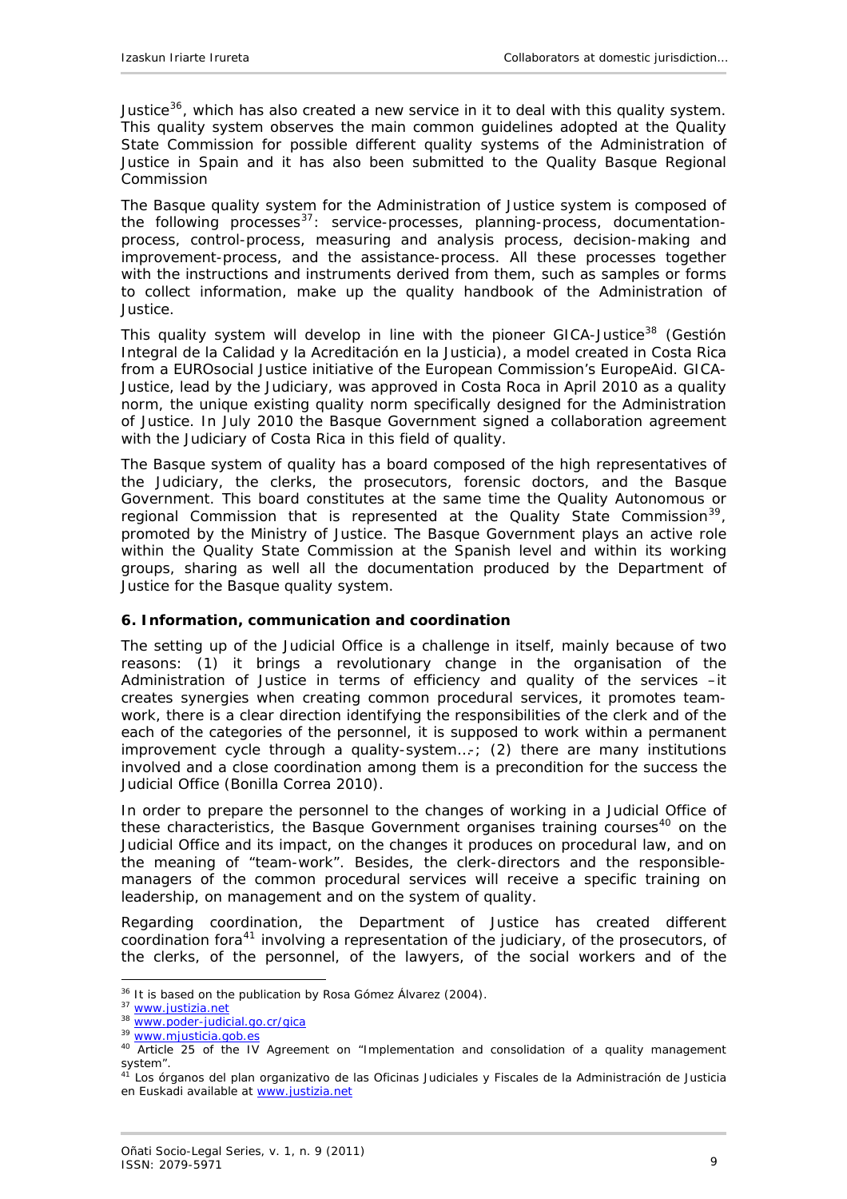Justice[36], which has also created a new service in it to deal with this quality system. This quality system observes the main common guidelines adopted at the Quality State Commission for possible different quality systems of the Administration of Justice in Spain and it has also been submitted to the Quality Basque Regional Commission

The Basque quality system for the Administration of Justice system is composed of the following processes[37]: service-processes, planning-process, documentation-process, control-process, measuring and analysis process, decision-making and improvement-process, and the assistance-process. All these processes together with the instructions and instruments derived from them, such as samples or forms to collect information, make up the quality handbook of the Administration of Justice.

This quality system will develop in line with the pioneer GICA-Justice[38] (Gestión Integral de la Calidad y la Acreditación en la Justicia), a model created in Costa Rica from a EUROsocial Justice initiative of the European Commission's EuropeAid. GICA-Justice, lead by the Judiciary, was approved in Costa Roca in April 2010 as a quality norm, the unique existing quality norm specifically designed for the Administration of Justice. In July 2010 the Basque Government signed a collaboration agreement with the Judiciary of Costa Rica in this field of quality.

The Basque system of quality has a board composed of the high representatives of the Judiciary, the clerks, the prosecutors, forensic doctors, and the Basque Government. This board constitutes at the same time the Quality Autonomous or regional Commission that is represented at the Quality State Commission[39], promoted by the Ministry of Justice. The Basque Government plays an active role within the Quality State Commission at the Spanish level and within its working groups, sharing as well all the documentation produced by the Department of Justice for the Basque quality system.

### 6. Information, communication and coordination

The setting up of the Judicial Office is a challenge in itself, mainly because of two reasons: (1) it brings a revolutionary change in the organisation of the Administration of Justice in terms of efficiency and quality of the services –it creates synergies when creating common procedural services, it promotes team-work, there is a clear direction identifying the responsibilities of the clerk and of the each of the categories of the personnel, it is supposed to work within a permanent improvement cycle through a quality-system…-; (2) there are many institutions involved and a close coordination among them is a precondition for the success the Judicial Office (Bonilla Correa 2010).

In order to prepare the personnel to the changes of working in a Judicial Office of these characteristics, the Basque Government organises training courses[40] on the Judicial Office and its impact, on the changes it produces on procedural law, and on the meaning of "team-work". Besides, the clerk-directors and the responsible-managers of the common procedural services will receive a specific training on leadership, on management and on the system of quality.

Regarding coordination, the Department of Justice has created different coordination fora[41] involving a representation of the judiciary, of the prosecutors, of the clerks, of the personnel, of the lawyers, of the social workers and of the

---

[36] It is based on the publication by Rosa Gómez Álvarez (2004).

[37] www.justizia.net

[38] www.poder-judicial.go.cr/gica

[39] www.mjusticia.gob.es

[40] Article 25 of the IV Agreement on "Implementation and consolidation of a quality management system".

[41] Los órganos del plan organizativo de las Oficinas Judiciales y Fiscales de la Administración de Justicia en Euskadi available at www.justizia.net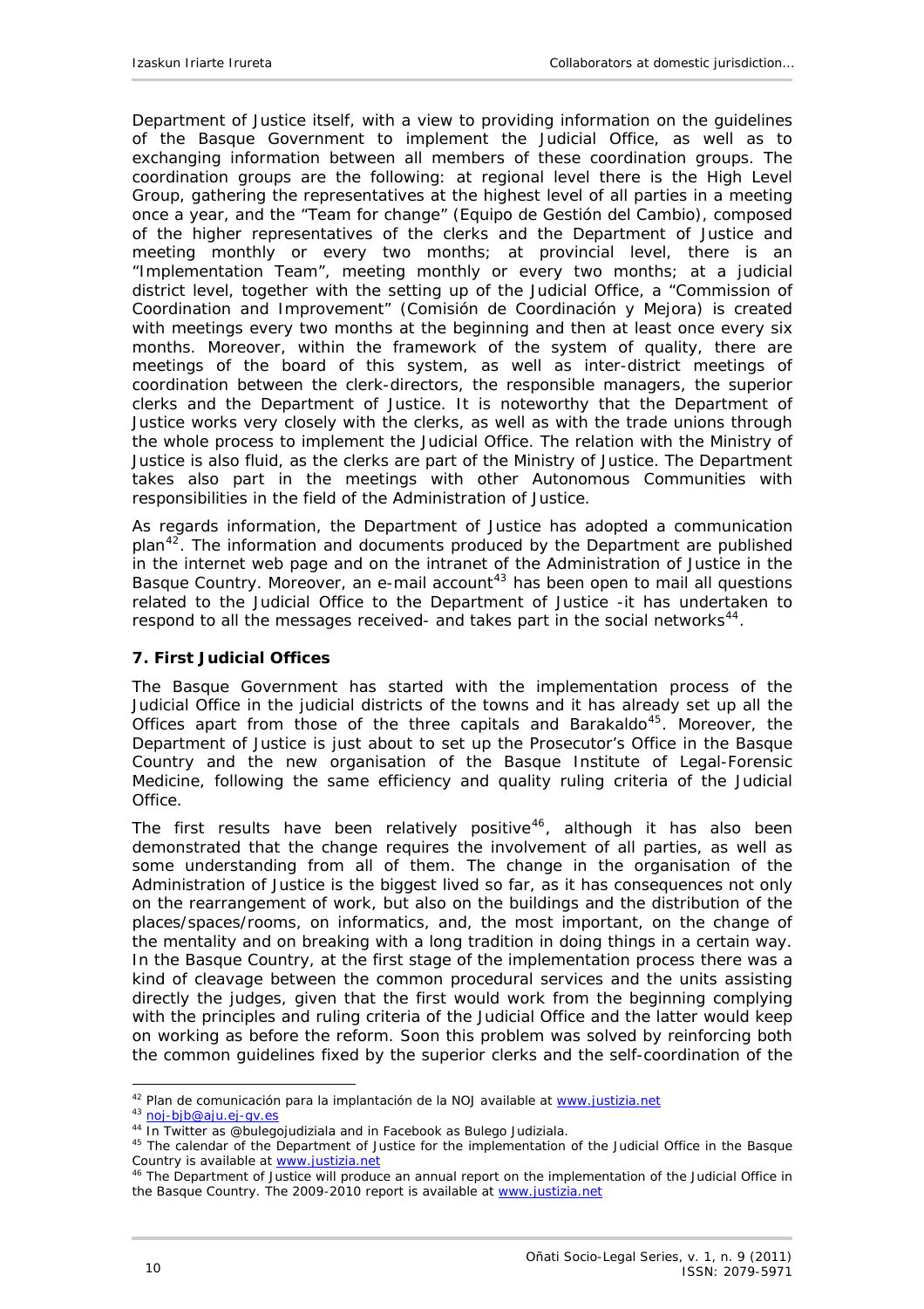Department of Justice itself, with a view to providing information on the guidelines of the Basque Government to implement the Judicial Office, as well as to exchanging information between all members of these coordination groups. The coordination groups are the following: at regional level there is the High Level Group, gathering the representatives at the highest level of all parties in a meeting once a year, and the "Team for change" (*Equipo de Gestión del Cambio*), composed of the higher representatives of the clerks and the Department of Justice and meeting monthly or every two months; at provincial level, there is an "Implementation Team", meeting monthly or every two months; at a judicial district level, together with the setting up of the Judicial Office, a "Commission of Coordination and Improvement" (*Comisión de Coordinación y Mejora*) is created with meetings every two months at the beginning and then at least once every six months. Moreover, within the framework of the system of quality, there are meetings of the board of this system, as well as inter-district meetings of coordination between the clerk-directors, the responsible managers, the superior clerks and the Department of Justice. It is noteworthy that the Department of Justice works very closely with the clerks, as well as with the trade unions through the whole process to implement the Judicial Office. The relation with the Ministry of Justice is also fluid, as the clerks are part of the Ministry of Justice. The Department takes also part in the meetings with other Autonomous Communities with responsibilities in the field of the Administration of Justice.

As regards information, the Department of Justice has adopted a communication plan[42]. The information and documents produced by the Department are published in the internet web page and on the intranet of the Administration of Justice in the Basque Country. Moreover, an e-mail account[43] has been open to mail all questions related to the Judicial Office to the Department of Justice -it has undertaken to respond to all the messages received- and takes part in the social networks[44].

## 7. First Judicial Offices

The Basque Government has started with the implementation process of the Judicial Office in the judicial districts of the towns and it has already set up all the Offices apart from those of the three capitals and Barakaldo[45]. Moreover, the Department of Justice is just about to set up the Prosecutor's Office in the Basque Country and the new organisation of the Basque Institute of Legal-Forensic Medicine, following the same efficiency and quality ruling criteria of the Judicial Office.

The first results have been relatively positive[46], although it has also been demonstrated that the change requires the involvement of all parties, as well as some understanding from all of them. The change in the organisation of the Administration of Justice is the biggest lived so far, as it has consequences not only on the rearrangement of work, but also on the buildings and the distribution of the places/spaces/rooms, on informatics, and, the most important, on the change of the mentality and on breaking with a long tradition in doing things in a certain way. In the Basque Country, at the first stage of the implementation process there was a kind of cleavage between the common procedural services and the units assisting directly the judges, given that the first would work from the beginning complying with the principles and ruling criteria of the Judicial Office and the latter would keep on working as before the reform. Soon this problem was solved by reinforcing both the common guidelines fixed by the superior clerks and the self-coordination of the

---

[42] Plan de comunicación para la implantación de la NOJ available at www.justizia.net

[43] noj-bjb@aju.ej-gv.es

[44] In Twitter as @bulegojudiziala and in Facebook as Bulego Judiziala.

[45] The calendar of the Department of Justice for the implementation of the Judicial Office in the Basque Country is available at www.justizia.net

[46] The Department of Justice will produce an annual report on the implementation of the Judicial Office in the Basque Country. The 2009-2010 report is available at www.justizia.net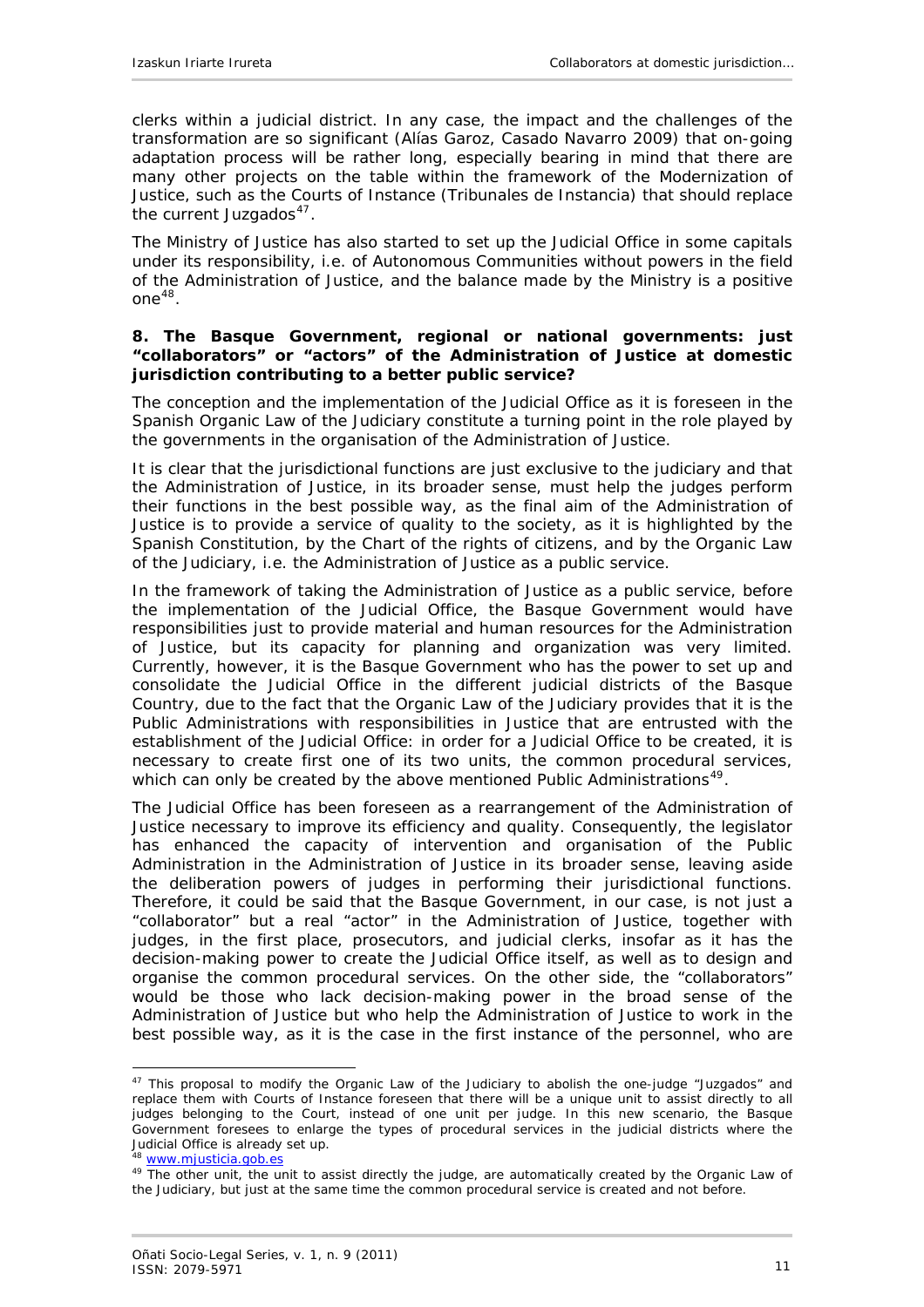clerks within a judicial district. In any case, the impact and the challenges of the transformation are so significant (Alías Garoz, Casado Navarro 2009) that on-going adaptation process will be rather long, especially bearing in mind that there are many other projects on the table within the framework of the Modernization of Justice, such as the Courts of Instance (*Tribunales de Instancia*) that should replace the current *Juzgados*[47].

The Ministry of Justice has also started to set up the Judicial Office in some capitals under its responsibility, i.e. of Autonomous Communities without powers in the field of the Administration of Justice, and the balance made by the Ministry is a positive one[48].

### 8. The Basque Government, regional or national governments: just "collaborators" or "actors" of the Administration of Justice at domestic jurisdiction contributing to a better public service?

The conception and the implementation of the Judicial Office as it is foreseen in the Spanish Organic Law of the Judiciary constitute a turning point in the role played by the governments in the organisation of the Administration of Justice.

It is clear that the jurisdictional functions are just exclusive to the judiciary and that the Administration of Justice, in its broader sense, must help the judges perform their functions in the best possible way, as the final aim of the Administration of Justice is to provide a service of quality to the society, as it is highlighted by the Spanish Constitution, by the Chart of the rights of citizens, and by the Organic Law of the Judiciary, i.e. the Administration of Justice as a public service.

In the framework of taking the Administration of Justice as a public service, before the implementation of the Judicial Office, the Basque Government would have responsibilities just to provide material and human resources for the Administration of Justice, but its capacity for planning and organization was very limited. Currently, however, it is the Basque Government who has the power to set up and consolidate the Judicial Office in the different judicial districts of the Basque Country, due to the fact that the Organic Law of the Judiciary provides that it is the Public Administrations with responsibilities in Justice that are entrusted with the establishment of the Judicial Office: in order for a Judicial Office to be created, it is necessary to create first one of its two units, the common procedural services, which can only be created by the above mentioned Public Administrations[49].

The Judicial Office has been foreseen as a rearrangement of the Administration of Justice necessary to improve its efficiency and quality. Consequently, the legislator has enhanced the capacity of intervention and organisation of the Public Administration in the Administration of Justice in its broader sense, leaving aside the deliberation powers of judges in performing their jurisdictional functions. Therefore, it could be said that the Basque Government, in our case, is not just a "collaborator" but a real "actor" in the Administration of Justice, together with judges, in the first place, prosecutors, and judicial clerks, insofar as it has the decision-making power to create the Judicial Office itself, as well as to design and organise the common procedural services. On the other side, the "collaborators" would be those who lack decision-making power in the broad sense of the Administration of Justice but who help the Administration of Justice to work in the best possible way, as it is the case in the first instance of the personnel, who are

---

[47] This proposal to modify the Organic Law of the Judiciary to abolish the one-judge "Juzgados" and replace them with Courts of Instance foreseen that there will be a unique unit to assist directly to all judges belonging to the Court, instead of one unit per judge. In this new scenario, the Basque Government foresees to enlarge the types of procedural services in the judicial districts where the Judicial Office is already set up.

[48] www.mjusticia.gob.es

[49] The other unit, the unit to assist directly the judge, are automatically created by the Organic Law of the Judiciary, but just at the same time the common procedural service is created and not before.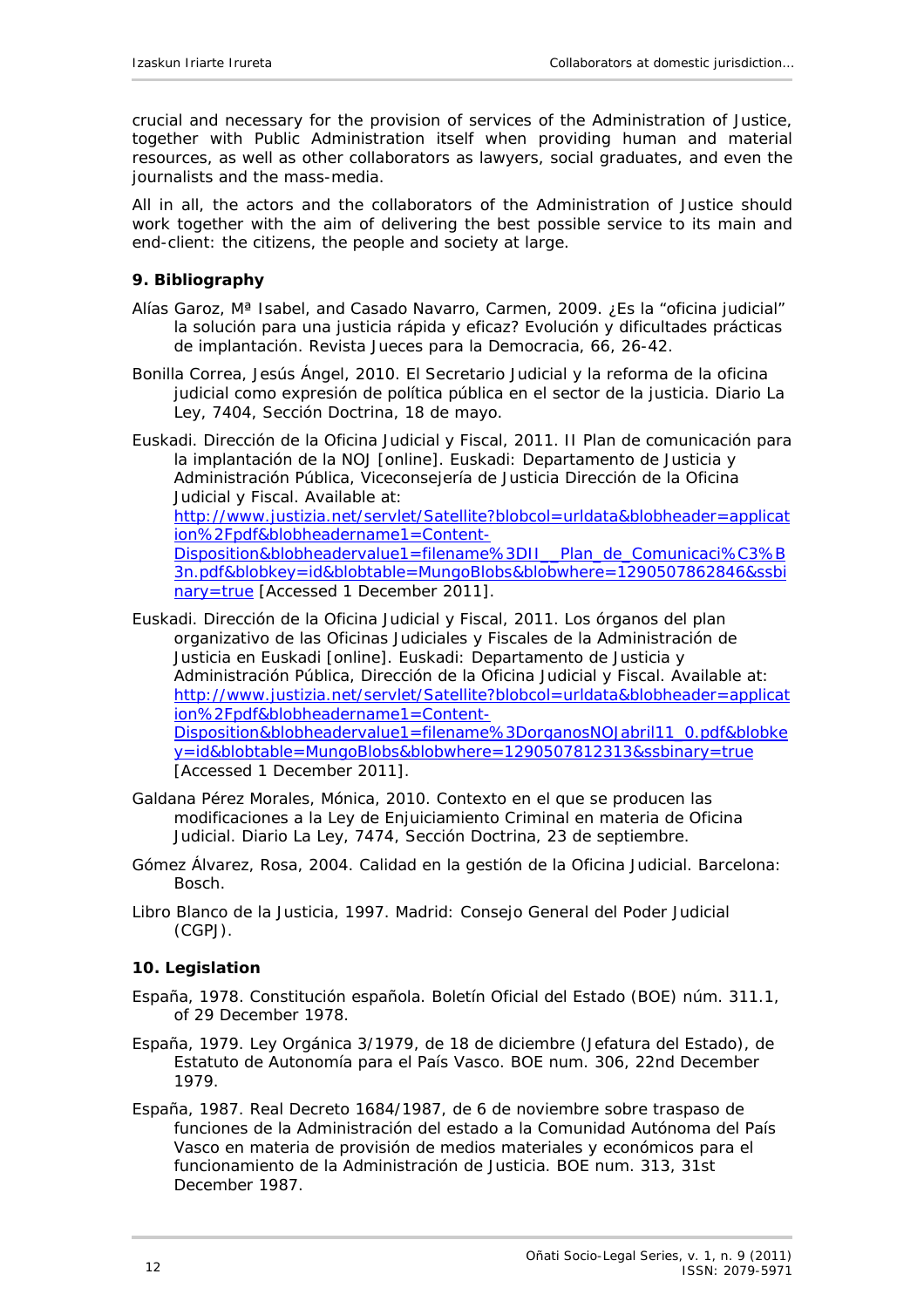crucial and necessary for the provision of services of the Administration of Justice, together with Public Administration itself when providing human and material resources, as well as other collaborators as lawyers, social graduates, and even the journalists and the mass-media.

All in all, the actors and the collaborators of the Administration of Justice should work together with the aim of delivering the best possible service to its main and end-client: the citizens, the people and society at large.

## 9. Bibliography

Alías Garoz, Mª Isabel, and Casado Navarro, Carmen, 2009. ¿Es la "oficina judicial" la solución para una justicia rápida y eficaz? Evolución y dificultades prácticas de implantación. *Revista Jueces para la Democracia*, 66, 26-42.

Bonilla Correa, Jesús Ángel, 2010. El Secretario Judicial y la reforma de la oficina judicial como expresión de política pública en el sector de la justicia. *Diario La Ley*, 7404, Sección Doctrina, 18 de mayo.

Euskadi. Dirección de la Oficina Judicial y Fiscal, 2011. *II Plan de comunicación para la implantación de la NOJ* [online]. Euskadi: Departamento de Justicia y Administración Pública, Viceconsejería de Justicia Dirección de la Oficina Judicial y Fiscal. Available at: http://www.justizia.net/servlet/Satellite?blobcol=urldata&blobheader=application%2Fpdf&blobheadername1=Content-Disposition&blobheadervalue1=filename%3DII__Plan_de_Comunicaci%C3%B3n.pdf&blobkey=id&blobtable=MungoBlobs&blobwhere=1290507862846&ssbinary=true [Accessed 1 December 2011].

Euskadi. Dirección de la Oficina Judicial y Fiscal, 2011. *Los órganos del plan organizativo de las Oficinas Judiciales y Fiscales de la Administración de Justicia en Euskadi* [online]. Euskadi: Departamento de Justicia y Administración Pública, Dirección de la Oficina Judicial y Fiscal. Available at: http://www.justizia.net/servlet/Satellite?blobcol=urldata&blobheader=application%2Fpdf&blobheadername1=Content-Disposition&blobheadervalue1=filename%3DorganosNOJabril11_0.pdf&blobkey=id&blobtable=MungoBlobs&blobwhere=1290507812313&ssbinary=true [Accessed 1 December 2011].

Galdana Pérez Morales, Mónica, 2010. Contexto en el que se producen las modificaciones a la Ley de Enjuiciamiento Criminal en materia de Oficina Judicial. *Diario La Ley*, 7474, Sección Doctrina, 23 de septiembre.

Gómez Álvarez, Rosa, 2004. *Calidad en la gestión de la Oficina Judicial*. Barcelona: Bosch.

*Libro Blanco de la Justicia*, 1997. Madrid: Consejo General del Poder Judicial (CGPJ).

## 10. Legislation

España, 1978. Constitución española. *Boletín Oficial del Estado* (BOE) núm. 311.1, of 29 December 1978.

España, 1979. Ley Orgánica 3/1979, de 18 de diciembre (Jefatura del Estado), de Estatuto de Autonomía para el País Vasco. *BOE* num. 306, 22nd December 1979.

España, 1987. Real Decreto 1684/1987, de 6 de noviembre sobre traspaso de funciones de la Administración del estado a la Comunidad Autónoma del País Vasco en materia de provisión de medios materiales y económicos para el funcionamiento de la Administración de Justicia. *BOE* num. 313, 31st December 1987.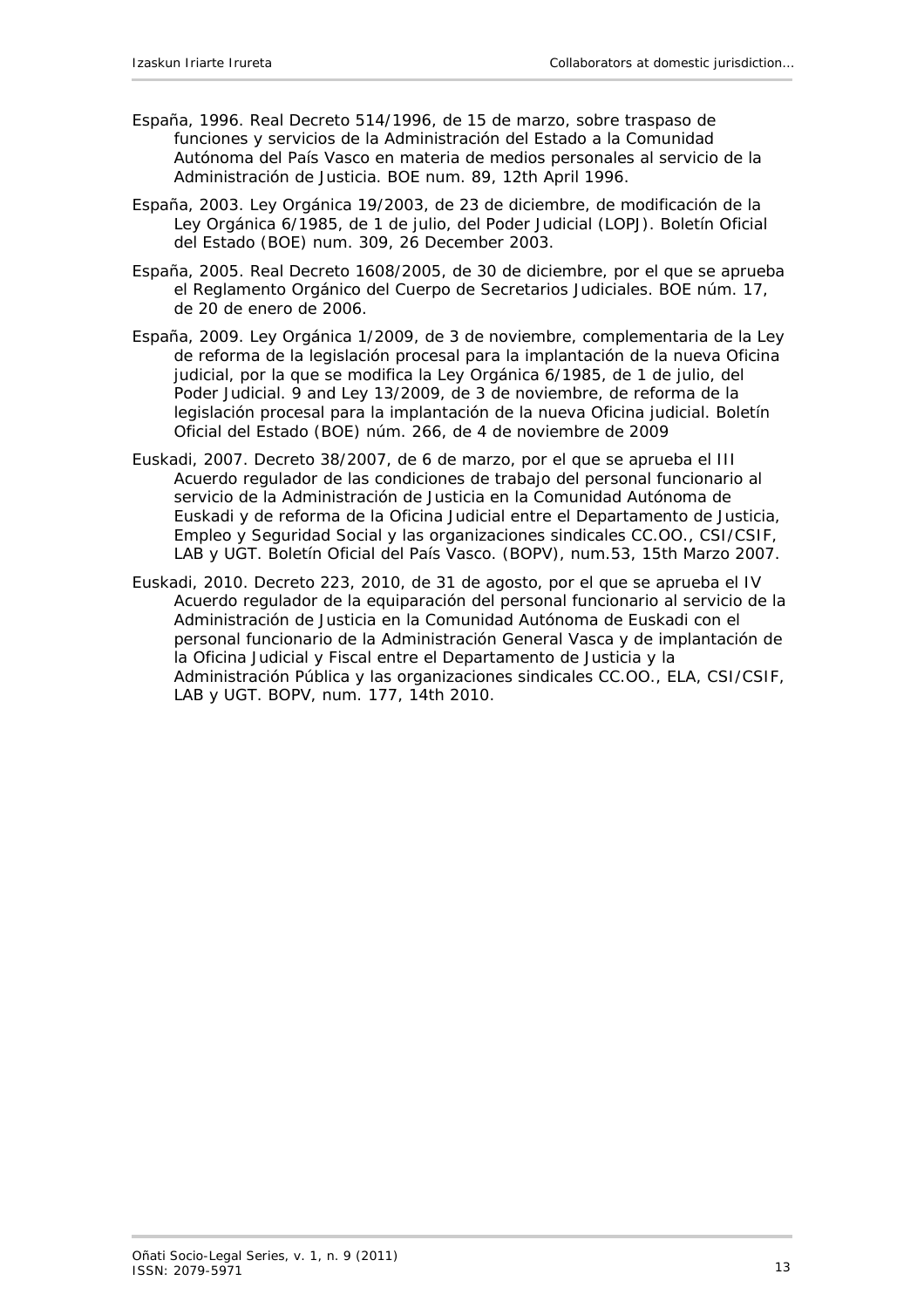España, 1996. Real Decreto 514/1996, de 15 de marzo, sobre traspaso de funciones y servicios de la Administración del Estado a la Comunidad Autónoma del País Vasco en materia de medios personales al servicio de la Administración de Justicia. BOE num. 89, 12th April 1996.

España, 2003. Ley Orgánica 19/2003, de 23 de diciembre, de modificación de la Ley Orgánica 6/1985, de 1 de julio, del Poder Judicial (LOPJ). Boletín Oficial del Estado (BOE) num. 309, 26 December 2003.

España, 2005. Real Decreto 1608/2005, de 30 de diciembre, por el que se aprueba el Reglamento Orgánico del Cuerpo de Secretarios Judiciales. BOE núm. 17, de 20 de enero de 2006.

España, 2009. Ley Orgánica 1/2009, de 3 de noviembre, complementaria de la Ley de reforma de la legislación procesal para la implantación de la nueva Oficina judicial, por la que se modifica la Ley Orgánica 6/1985, de 1 de julio, del Poder Judicial. 9 and Ley 13/2009, de 3 de noviembre, de reforma de la legislación procesal para la implantación de la nueva Oficina judicial. Boletín Oficial del Estado (BOE) núm. 266, de 4 de noviembre de 2009

Euskadi, 2007. Decreto 38/2007, de 6 de marzo, por el que se aprueba el III Acuerdo regulador de las condiciones de trabajo del personal funcionario al servicio de la Administración de Justicia en la Comunidad Autónoma de Euskadi y de reforma de la Oficina Judicial entre el Departamento de Justicia, Empleo y Seguridad Social y las organizaciones sindicales CC.OO., CSI/CSIF, LAB y UGT. Boletín Oficial del País Vasco. (BOPV), num.53, 15th Marzo 2007.

Euskadi, 2010. Decreto 223, 2010, de 31 de agosto, por el que se aprueba el IV Acuerdo regulador de la equiparación del personal funcionario al servicio de la Administración de Justicia en la Comunidad Autónoma de Euskadi con el personal funcionario de la Administración General Vasca y de implantación de la Oficina Judicial y Fiscal entre el Departamento de Justicia y la Administración Pública y las organizaciones sindicales CC.OO., ELA, CSI/CSIF, LAB y UGT. BOPV, num. 177, 14th 2010.